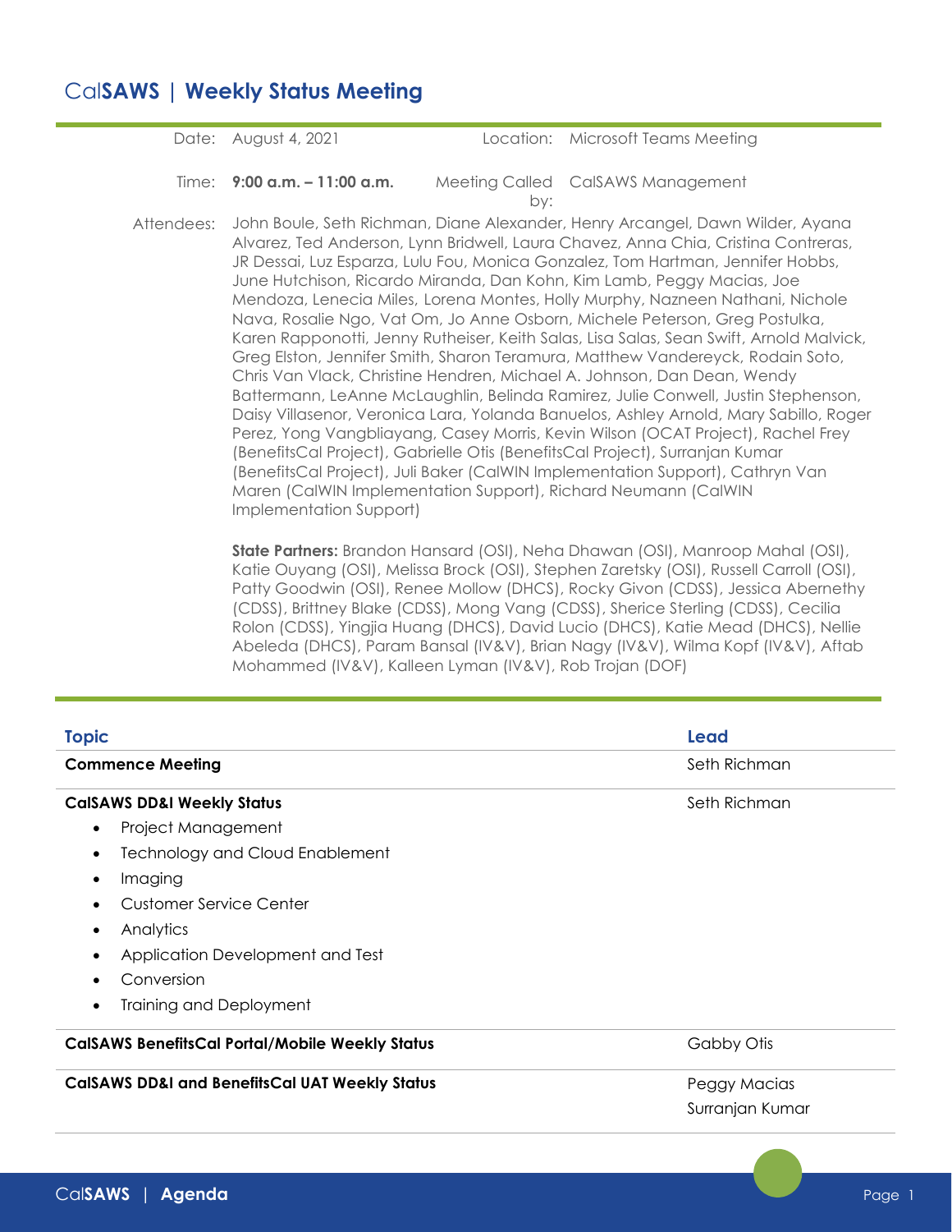# CalSAWS | Weekly Status Meeting

| | | | |
|---|---|---|---|
| Date: | August 4, 2021 | Location: | Microsoft Teams Meeting |
| Time: | **9:00 a.m. – 11:00 a.m.** | Meeting Called by: | CalSAWS Management |

Attendees: John Boule, Seth Richman, Diane Alexander, Henry Arcangel, Dawn Wilder, Ayana Alvarez, Ted Anderson, Lynn Bridwell, Laura Chavez, Anna Chia, Cristina Contreras, JR Dessai, Luz Esparza, Lulu Fou, Monica Gonzalez, Tom Hartman, Jennifer Hobbs, June Hutchison, Ricardo Miranda, Dan Kohn, Kim Lamb, Peggy Macias, Joe Mendoza, Lenecia Miles, Lorena Montes, Holly Murphy, Nazneen Nathani, Nichole Nava, Rosalie Ngo, Vat Om, Jo Anne Osborn, Michele Peterson, Greg Postulka, Karen Rapponotti, Jenny Rutheiser, Keith Salas, Lisa Salas, Sean Swift, Arnold Malvick, Greg Elston, Jennifer Smith, Sharon Teramura, Matthew Vandereyck, Rodain Soto, Chris Van Vlack, Christine Hendren, Michael A. Johnson, Dan Dean, Wendy Battermann, LeAnne McLaughlin, Belinda Ramirez, Julie Conwell, Justin Stephenson, Daisy Villasenor, Veronica Lara, Yolanda Banuelos, Ashley Arnold, Mary Sabillo, Roger Perez, Yong Vangbliayang, Casey Morris, Kevin Wilson (OCAT Project), Rachel Frey (BenefitsCal Project), Gabrielle Otis (BenefitsCal Project), Surranjan Kumar (BenefitsCal Project), Juli Baker (CalWIN Implementation Support), Cathryn Van Maren (CalWIN Implementation Support), Richard Neumann (CalWIN Implementation Support)

**State Partners:** Brandon Hansard (OSI), Neha Dhawan (OSI), Manroop Mahal (OSI), Katie Ouyang (OSI), Melissa Brock (OSI), Stephen Zaretsky (OSI), Russell Carroll (OSI), Patty Goodwin (OSI), Renee Mollow (DHCS), Rocky Givon (CDSS), Jessica Abernethy (CDSS), Brittney Blake (CDSS), Mong Vang (CDSS), Sherice Sterling (CDSS), Cecilia Rolon (CDSS), Yingjia Huang (DHCS), David Lucio (DHCS), Katie Mead (DHCS), Nellie Abeleda (DHCS), Param Bansal (IV&V), Brian Nagy (IV&V), Wilma Kopf (IV&V), Aftab Mohammed (IV&V), Kalleen Lyman (IV&V), Rob Trojan (DOF)

| Topic | Lead |
|---|---|
| **Commence Meeting** | Seth Richman |
| **CalSAWS DD&I Weekly Status**<br>• Project Management<br>• Technology and Cloud Enablement<br>• Imaging<br>• Customer Service Center<br>• Analytics<br>• Application Development and Test<br>• Conversion<br>• Training and Deployment | Seth Richman |
| **CalSAWS BenefitsCal Portal/Mobile Weekly Status** | Gabby Otis |
| **CalSAWS DD&I and BenefitsCal UAT Weekly Status** | Peggy Macias<br>Surranjan Kumar |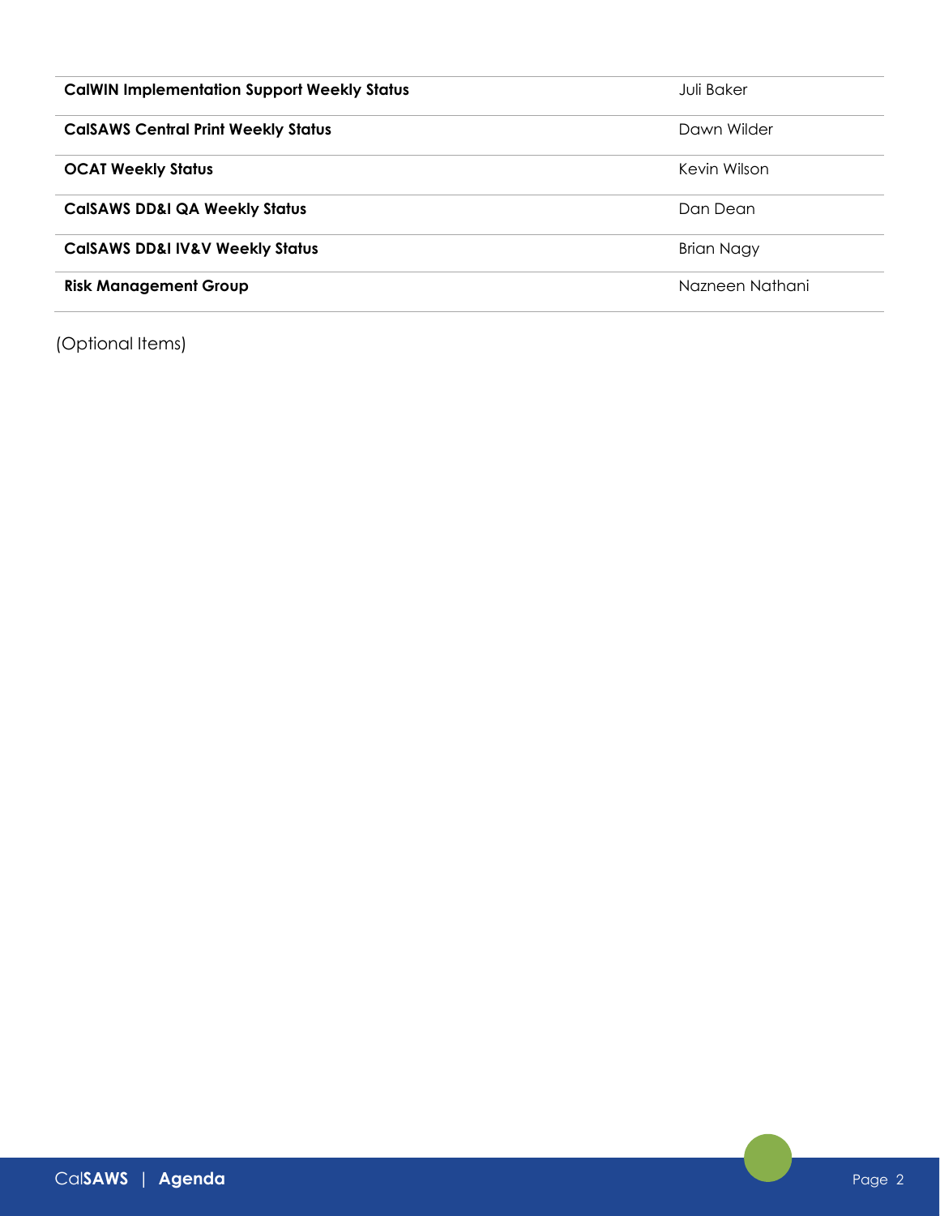| | |
|---|---|
| **CalWIN Implementation Support Weekly Status** | Juli Baker |
| **CalSAWS Central Print Weekly Status** | Dawn Wilder |
| **OCAT Weekly Status** | Kevin Wilson |
| **CalSAWS DD&I QA Weekly Status** | Dan Dean |
| **CalSAWS DD&I IV&V Weekly Status** | Brian Nagy |
| **Risk Management Group** | Nazneen Nathani |

(Optional Items)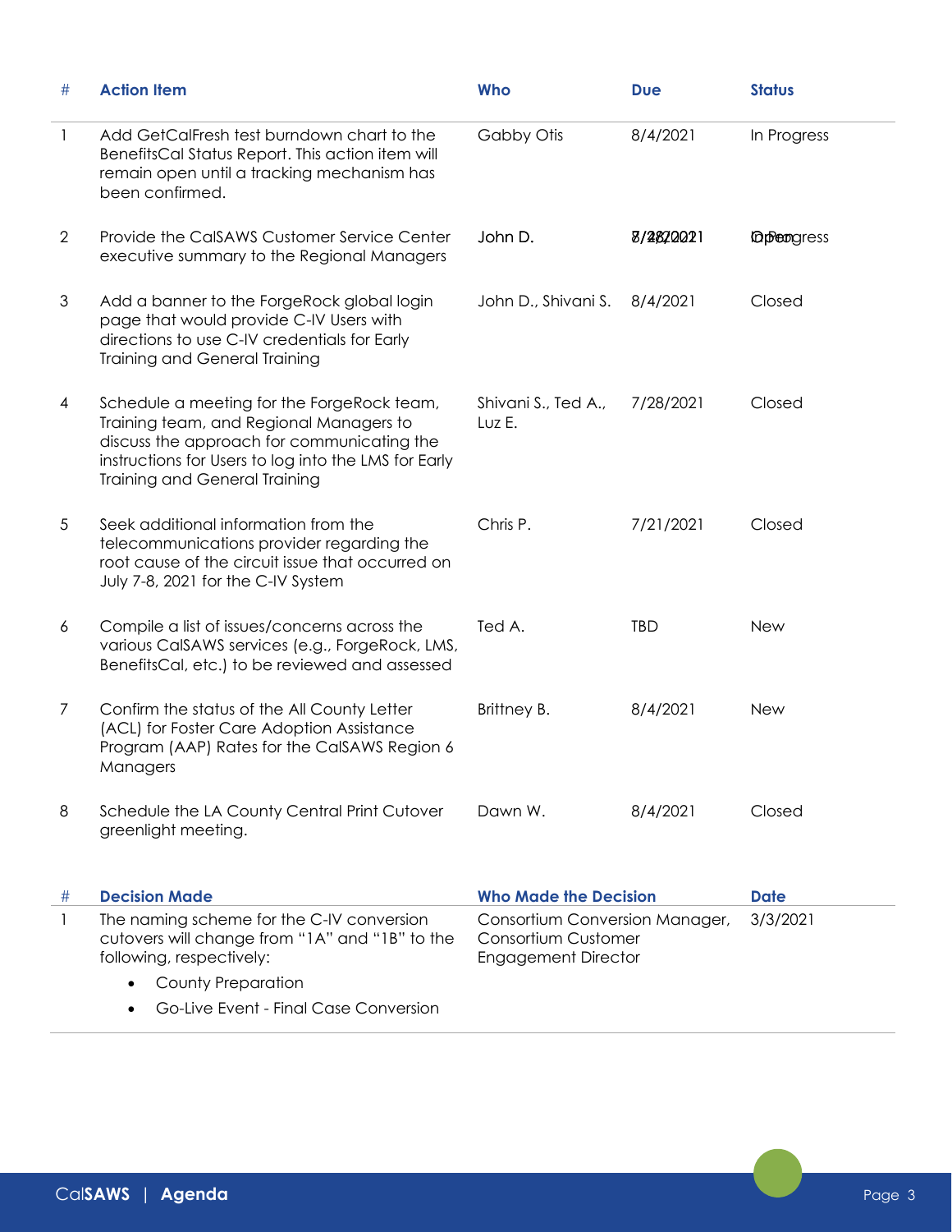| # | Action Item | Who | Due | Status |
|---|---|---|---|---|
| 1 | Add GetCalFresh test burndown chart to the BenefitsCal Status Report. This action item will remain open until a tracking mechanism has been confirmed. | Gabby Otis | 8/4/2021 | In Progress |
| 2 | Provide the CalSAWS Customer Service Center executive summary to the Regional Managers | John D. | 8/4/2021 | In Progress |
| 3 | Add a banner to the ForgeRock global login page that would provide C-IV Users with directions to use C-IV credentials for Early Training and General Training | John D., Shivani S. | 8/4/2021 | Closed |
| 4 | Schedule a meeting for the ForgeRock team, Training team, and Regional Managers to discuss the approach for communicating the instructions for Users to log into the LMS for Early Training and General Training | Shivani S., Ted A., Luz E. | 7/28/2021 | Closed |
| 5 | Seek additional information from the telecommunications provider regarding the root cause of the circuit issue that occurred on July 7-8, 2021 for the C-IV System | Chris P. | 7/21/2021 | Closed |
| 6 | Compile a list of issues/concerns across the various CalSAWS services (e.g., ForgeRock, LMS, BenefitsCal, etc.) to be reviewed and assessed | Ted A. | TBD | New |
| 7 | Confirm the status of the All County Letter (ACL) for Foster Care Adoption Assistance Program (AAP) Rates for the CalSAWS Region 6 Managers | Brittney B. | 8/4/2021 | New |
| 8 | Schedule the LA County Central Print Cutover greenlight meeting. | Dawn W. | 8/4/2021 | Closed |

| # | Decision Made | Who Made the Decision | Date |
|---|---|---|---|
| 1 | The naming scheme for the C-IV conversion cutovers will change from "1A" and "1B" to the following, respectively: <br>• County Preparation <br>• Go-Live Event - Final Case Conversion | Consortium Conversion Manager, Consortium Customer Engagement Director | 3/3/2021 |